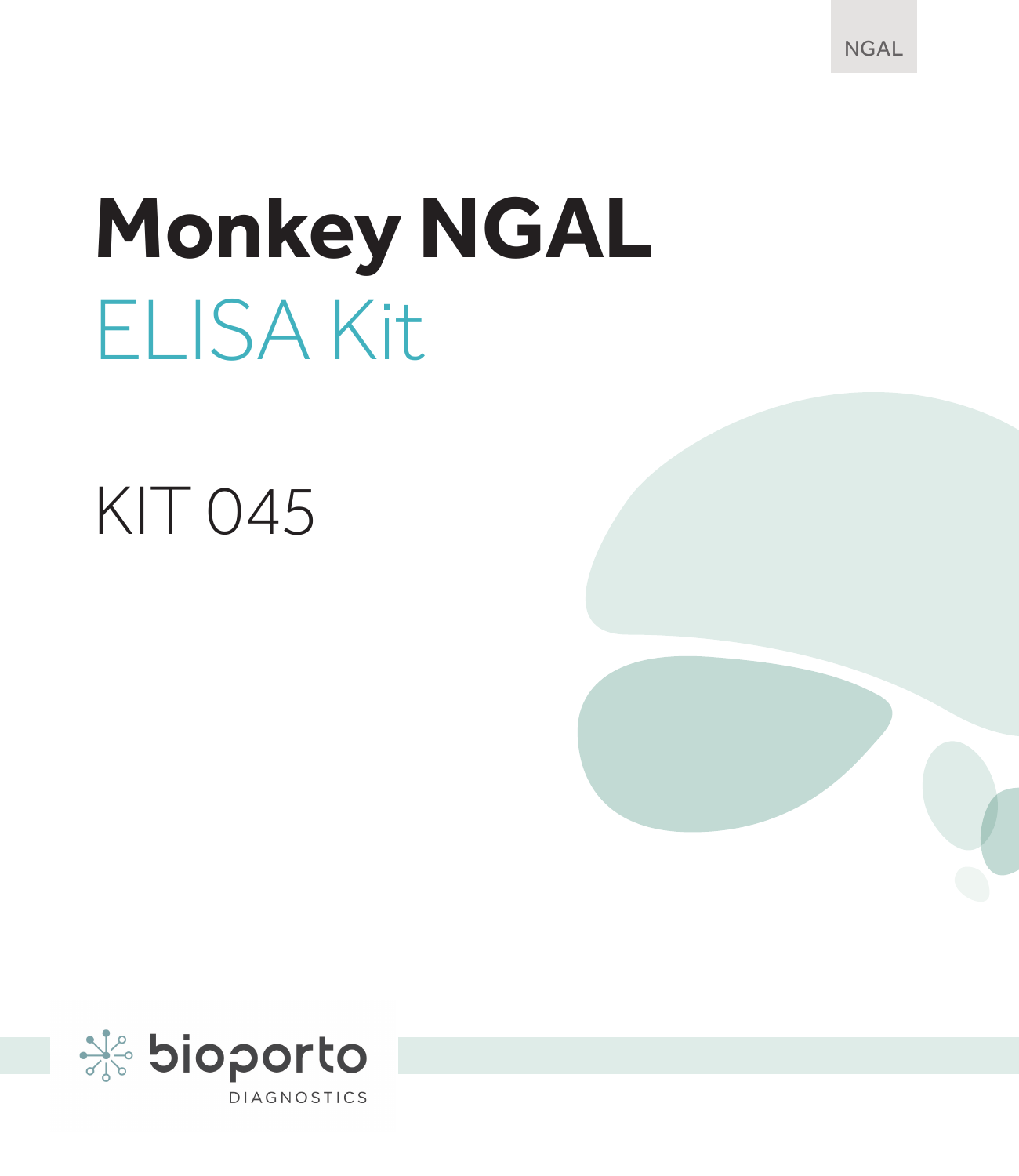NGAL

# Monkey NGAL
## ELISA Kit

KIT 045

bioporto
DIAGNOSTICS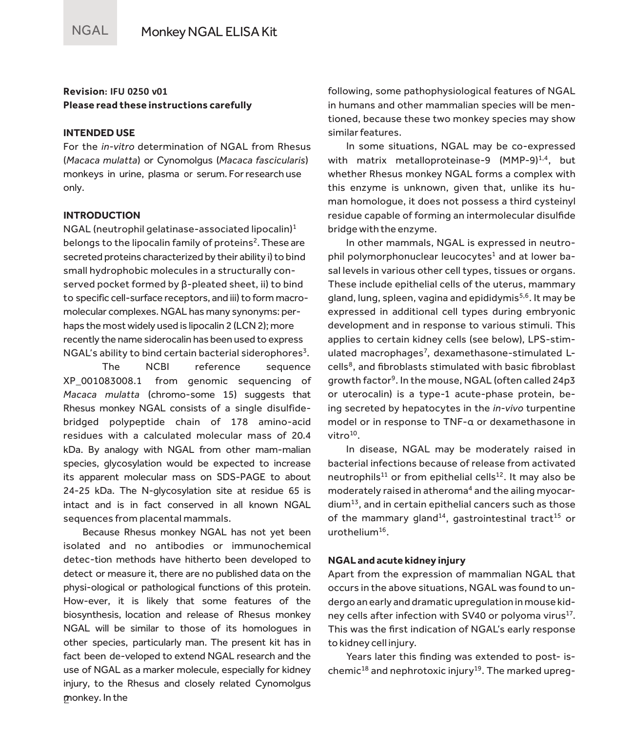**Revision**: IFU 0250 v01
**Please read these instructions carefully**

**INTENDED USE**

For the *in-vitro* determination of NGAL from Rhesus (*Macaca mulatta*) or Cynomolgus (*Macaca fascicularis*) monkeys in urine, plasma or serum. For research use only.

**INTRODUCTION**

NGAL (neutrophil gelatinase-associated lipocalin)[1] belongs to the lipocalin family of proteins[2]. These are secreted proteins characterized by their ability i) to bind small hydrophobic molecules in a structurally conserved pocket formed by β-pleated sheet, ii) to bind to specific cell-surface receptors, and iii) to form macromolecular complexes. NGAL has many synonyms: perhaps the most widely used is lipocalin 2 (LCN 2); more recently the name siderocalin has been used to express NGAL's ability to bind certain bacterial siderophores[3].

The NCBI reference sequence XP_001083008.1 from genomic sequencing of *Macaca mulatta* (chromo-some 15) suggests that Rhesus monkey NGAL consists of a single disulfide-bridged polypeptide chain of 178 amino-acid residues with a calculated molecular mass of 20.4 kDa. By analogy with NGAL from other mam-malian species, glycosylation would be expected to increase its apparent molecular mass on SDS-PAGE to about 24-25 kDa. The N-glycosylation site at residue 65 is intact and is in fact conserved in all known NGAL sequences from placental mammals.

Because Rhesus monkey NGAL has not yet been isolated and no antibodies or immunochemical detec-tion methods have hitherto been developed to detect or measure it, there are no published data on the physi-ological or pathological functions of this protein. How-ever, it is likely that some features of the biosynthesis, location and release of Rhesus monkey NGAL will be similar to those of its homologues in other species, particularly man. The present kit has in fact been de-veloped to extend NGAL research and the use of NGAL as a marker molecule, especially for kidney injury, to the Rhesus and closely related Cynomolgus monkey. In the following, some pathophysiological features of NGAL in humans and other mammalian species will be mentioned, because these two monkey species may show similar features.

In some situations, NGAL may be co-expressed with matrix metalloproteinase-9 (MMP-9)[1,4], but whether Rhesus monkey NGAL forms a complex with this enzyme is unknown, given that, unlike its human homologue, it does not possess a third cysteinyl residue capable of forming an intermolecular disulfide bridge with the enzyme.

In other mammals, NGAL is expressed in neutrophil polymorphonuclear leucocytes[1] and at lower basal levels in various other cell types, tissues or organs. These include epithelial cells of the uterus, mammary gland, lung, spleen, vagina and epididymis[5,6]. It may be expressed in additional cell types during embryonic development and in response to various stimuli. This applies to certain kidney cells (see below), LPS-stimulated macrophages[7], dexamethasone-stimulated L-cells[8], and fibroblasts stimulated with basic fibroblast growth factor[9]. In the mouse, NGAL (often called 24p3 or uterocalin) is a type-1 acute-phase protein, being secreted by hepatocytes in the *in-vivo* turpentine model or in response to TNF-α or dexamethasone in vitro[10].

In disease, NGAL may be moderately raised in bacterial infections because of release from activated neutrophils[11] or from epithelial cells[12]. It may also be moderately raised in atheroma[4] and the ailing myocardium[13], and in certain epithelial cancers such as those of the mammary gland[14], gastrointestinal tract[15] or urothelium[16].

**NGAL and acute kidney injury**

Apart from the expression of mammalian NGAL that occurs in the above situations, NGAL was found to undergo an early and dramatic upregulation in mouse kidney cells after infection with SV40 or polyoma virus[17]. This was the first indication of NGAL's early response to kidney cell injury.

Years later this finding was extended to post- ischemic[18] and nephrotoxic injury[19]. The marked upreg-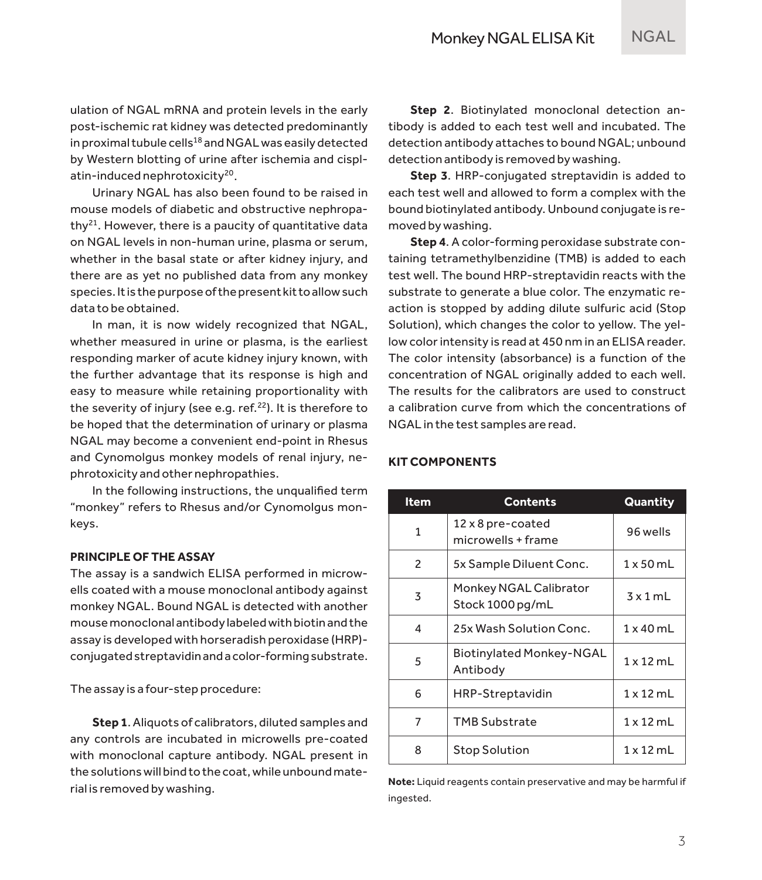ulation of NGAL mRNA and protein levels in the early post-ischemic rat kidney was detected predominantly in proximal tubule cells[18] and NGAL was easily detected by Western blotting of urine after ischemia and cisplatin-induced nephrotoxicity[20].

Urinary NGAL has also been found to be raised in mouse models of diabetic and obstructive nephropathy[21]. However, there is a paucity of quantitative data on NGAL levels in non-human urine, plasma or serum, whether in the basal state or after kidney injury, and there are as yet no published data from any monkey species. It is the purpose of the present kit to allow such data to be obtained.

In man, it is now widely recognized that NGAL, whether measured in urine or plasma, is the earliest responding marker of acute kidney injury known, with the further advantage that its response is high and easy to measure while retaining proportionality with the severity of injury (see e.g. ref.[22]). It is therefore to be hoped that the determination of urinary or plasma NGAL may become a convenient end-point in Rhesus and Cynomolgus monkey models of renal injury, nephrotoxicity and other nephropathies.

In the following instructions, the unqualified term "monkey" refers to Rhesus and/or Cynomolgus monkeys.

## PRINCIPLE OF THE ASSAY

The assay is a sandwich ELISA performed in microwells coated with a mouse monoclonal antibody against monkey NGAL. Bound NGAL is detected with another mouse monoclonal antibody labeled with biotin and the assay is developed with horseradish peroxidase (HRP)-conjugated streptavidin and a color-forming substrate.

The assay is a four-step procedure:

**Step 1**. Aliquots of calibrators, diluted samples and any controls are incubated in microwells pre-coated with monoclonal capture antibody. NGAL present in the solutions will bind to the coat, while unbound material is removed by washing.

**Step 2**. Biotinylated monoclonal detection antibody is added to each test well and incubated. The detection antibody attaches to bound NGAL; unbound detection antibody is removed by washing.

**Step 3**. HRP-conjugated streptavidin is added to each test well and allowed to form a complex with the bound biotinylated antibody. Unbound conjugate is removed by washing.

**Step 4**. A color-forming peroxidase substrate containing tetramethylbenzidine (TMB) is added to each test well. The bound HRP-streptavidin reacts with the substrate to generate a blue color. The enzymatic reaction is stopped by adding dilute sulfuric acid (Stop Solution), which changes the color to yellow. The yellow color intensity is read at 450 nm in an ELISA reader. The color intensity (absorbance) is a function of the concentration of NGAL originally added to each well. The results for the calibrators are used to construct a calibration curve from which the concentrations of NGAL in the test samples are read.

## KIT COMPONENTS

| Item | Contents | Quantity |
|---|---|---|
| 1 | 12 x 8 pre-coated microwells + frame | 96 wells |
| 2 | 5x Sample Diluent Conc. | 1 x 50 mL |
| 3 | Monkey NGAL Calibrator Stock 1000 pg/mL | 3 x 1 mL |
| 4 | 25x Wash Solution Conc. | 1 x 40 mL |
| 5 | Biotinylated Monkey-NGAL Antibody | 1 x 12 mL |
| 6 | HRP-Streptavidin | 1 x 12 mL |
| 7 | TMB Substrate | 1 x 12 mL |
| 8 | Stop Solution | 1 x 12 mL |

**Note:** Liquid reagents contain preservative and may be harmful if ingested.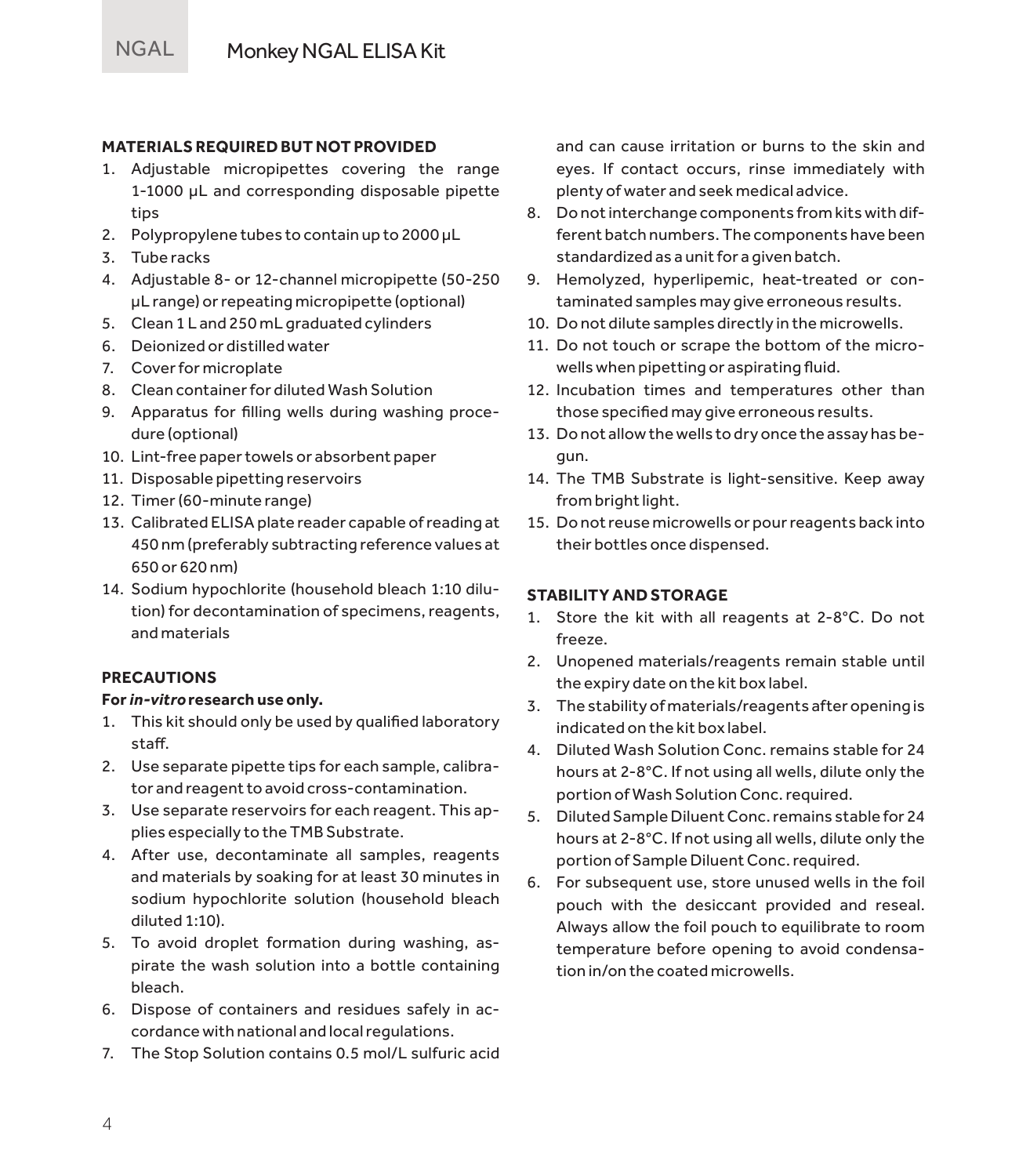## MATERIALS REQUIRED BUT NOT PROVIDED

1. Adjustable micropipettes covering the range 1-1000 µL and corresponding disposable pipette tips
2. Polypropylene tubes to contain up to 2000 µL
3. Tube racks
4. Adjustable 8- or 12-channel micropipette (50-250 µL range) or repeating micropipette (optional)
5. Clean 1 L and 250 mL graduated cylinders
6. Deionized or distilled water
7. Cover for microplate
8. Clean container for diluted Wash Solution
9. Apparatus for filling wells during washing procedure (optional)
10. Lint-free paper towels or absorbent paper
11. Disposable pipetting reservoirs
12. Timer (60-minute range)
13. Calibrated ELISA plate reader capable of reading at 450 nm (preferably subtracting reference values at 650 or 620 nm)
14. Sodium hypochlorite (household bleach 1:10 dilution) for decontamination of specimens, reagents, and materials

## PRECAUTIONS

**For *in-vitro* research use only.**

1. This kit should only be used by qualified laboratory staff.
2. Use separate pipette tips for each sample, calibrator and reagent to avoid cross-contamination.
3. Use separate reservoirs for each reagent. This applies especially to the TMB Substrate.
4. After use, decontaminate all samples, reagents and materials by soaking for at least 30 minutes in sodium hypochlorite solution (household bleach diluted 1:10).
5. To avoid droplet formation during washing, aspirate the wash solution into a bottle containing bleach.
6. Dispose of containers and residues safely in accordance with national and local regulations.
7. The Stop Solution contains 0.5 mol/L sulfuric acid and can cause irritation or burns to the skin and eyes. If contact occurs, rinse immediately with plenty of water and seek medical advice.
8. Do not interchange components from kits with different batch numbers. The components have been standardized as a unit for a given batch.
9. Hemolyzed, hyperlipemic, heat-treated or contaminated samples may give erroneous results.
10. Do not dilute samples directly in the microwells.
11. Do not touch or scrape the bottom of the microwells when pipetting or aspirating fluid.
12. Incubation times and temperatures other than those specified may give erroneous results.
13. Do not allow the wells to dry once the assay has begun.
14. The TMB Substrate is light-sensitive. Keep away from bright light.
15. Do not reuse microwells or pour reagents back into their bottles once dispensed.

## STABILITY AND STORAGE

1. Store the kit with all reagents at 2-8°C. Do not freeze.
2. Unopened materials/reagents remain stable until the expiry date on the kit box label.
3. The stability of materials/reagents after opening is indicated on the kit box label.
4. Diluted Wash Solution Conc. remains stable for 24 hours at 2-8°C. If not using all wells, dilute only the portion of Wash Solution Conc. required.
5. Diluted Sample Diluent Conc. remains stable for 24 hours at 2-8°C. If not using all wells, dilute only the portion of Sample Diluent Conc. required.
6. For subsequent use, store unused wells in the foil pouch with the desiccant provided and reseal. Always allow the foil pouch to equilibrate to room temperature before opening to avoid condensation in/on the coated microwells.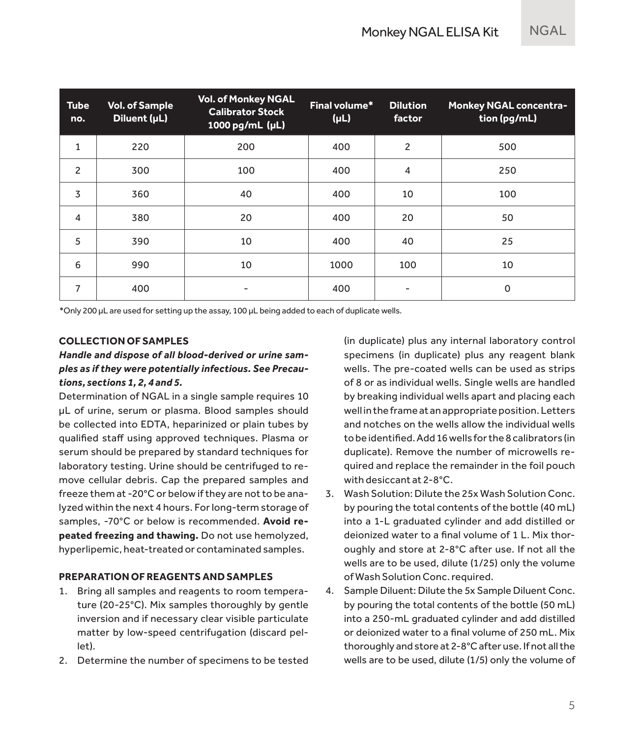| Tube no. | Vol. of Sample Diluent (µL) | Vol. of Monkey NGAL Calibrator Stock 1000 pg/mL (µL) | Final volume* (µL) | Dilution factor | Monkey NGAL concentration (pg/mL) |
|---|---|---|---|---|---|
| 1 | 220 | 200 | 400 | 2 | 500 |
| 2 | 300 | 100 | 400 | 4 | 250 |
| 3 | 360 | 40 | 400 | 10 | 100 |
| 4 | 380 | 20 | 400 | 20 | 50 |
| 5 | 390 | 10 | 400 | 40 | 25 |
| 6 | 990 | 10 | 1000 | 100 | 10 |
| 7 | 400 | - | 400 | - | 0 |

*Only 200 µL are used for setting up the assay, 100 µL being added to each of duplicate wells.

### COLLECTION OF SAMPLES

***Handle and dispose of all blood-derived or urine samples as if they were potentially infectious. See Precautions, sections 1, 2, 4 and 5.***

Determination of NGAL in a single sample requires 10 µL of urine, serum or plasma. Blood samples should be collected into EDTA, heparinized or plain tubes by qualified staff using approved techniques. Plasma or serum should be prepared by standard techniques for laboratory testing. Urine should be centrifuged to remove cellular debris. Cap the prepared samples and freeze them at -20°C or below if they are not to be analyzed within the next 4 hours. For long-term storage of samples, -70°C or below is recommended. **Avoid repeated freezing and thawing.** Do not use hemolyzed, hyperlipemic, heat-treated or contaminated samples.

### PREPARATION OF REAGENTS AND SAMPLES

1. Bring all samples and reagents to room temperature (20-25°C). Mix samples thoroughly by gentle inversion and if necessary clear visible particulate matter by low-speed centrifugation (discard pellet).
2. Determine the number of specimens to be tested (in duplicate) plus any internal laboratory control specimens (in duplicate) plus any reagent blank wells. The pre-coated wells can be used as strips of 8 or as individual wells. Single wells are handled by breaking individual wells apart and placing each well in the frame at an appropriate position. Letters and notches on the wells allow the individual wells to be identified. Add 16 wells for the 8 calibrators (in duplicate). Remove the number of microwells required and replace the remainder in the foil pouch with desiccant at 2-8°C.
3. Wash Solution: Dilute the 25x Wash Solution Conc. by pouring the total contents of the bottle (40 mL) into a 1-L graduated cylinder and add distilled or deionized water to a final volume of 1 L. Mix thoroughly and store at 2-8°C after use. If not all the wells are to be used, dilute (1/25) only the volume of Wash Solution Conc. required.
4. Sample Diluent: Dilute the 5x Sample Diluent Conc. by pouring the total contents of the bottle (50 mL) into a 250-mL graduated cylinder and add distilled or deionized water to a final volume of 250 mL. Mix thoroughly and store at 2-8°C after use. If not all the wells are to be used, dilute (1/5) only the volume of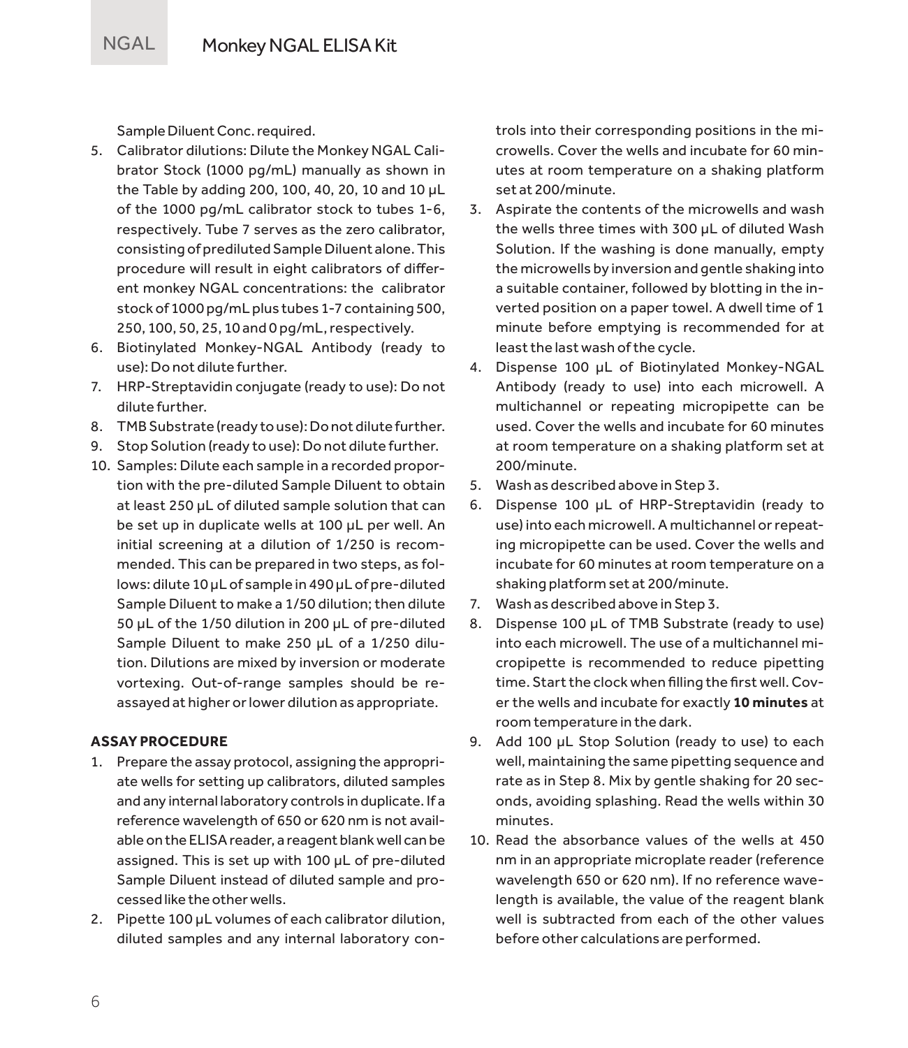Sample Diluent Conc. required.

5. Calibrator dilutions: Dilute the Monkey NGAL Calibrator Stock (1000 pg/mL) manually as shown in the Table by adding 200, 100, 40, 20, 10 and 10 µL of the 1000 pg/mL calibrator stock to tubes 1-6, respectively. Tube 7 serves as the zero calibrator, consisting of prediluted Sample Diluent alone. This procedure will result in eight calibrators of different monkey NGAL concentrations: the calibrator stock of 1000 pg/mL plus tubes 1-7 containing 500, 250, 100, 50, 25, 10 and 0 pg/mL, respectively.
6. Biotinylated Monkey-NGAL Antibody (ready to use): Do not dilute further.
7. HRP-Streptavidin conjugate (ready to use): Do not dilute further.
8. TMB Substrate (ready to use): Do not dilute further.
9. Stop Solution (ready to use): Do not dilute further.
10. Samples: Dilute each sample in a recorded proportion with the pre-diluted Sample Diluent to obtain at least 250 µL of diluted sample solution that can be set up in duplicate wells at 100 µL per well. An initial screening at a dilution of 1/250 is recommended. This can be prepared in two steps, as follows: dilute 10 µL of sample in 490 µL of pre-diluted Sample Diluent to make a 1/50 dilution; then dilute 50 µL of the 1/50 dilution in 200 µL of pre-diluted Sample Diluent to make 250 µL of a 1/250 dilution. Dilutions are mixed by inversion or moderate vortexing. Out-of-range samples should be reassayed at higher or lower dilution as appropriate.

**ASSAY PROCEDURE**

1. Prepare the assay protocol, assigning the appropriate wells for setting up calibrators, diluted samples and any internal laboratory controls in duplicate. If a reference wavelength of 650 or 620 nm is not available on the ELISA reader, a reagent blank well can be assigned. This is set up with 100 µL of pre-diluted Sample Diluent instead of diluted sample and processed like the other wells.
2. Pipette 100 µL volumes of each calibrator dilution, diluted samples and any internal laboratory controls into their corresponding positions in the microwells. Cover the wells and incubate for 60 minutes at room temperature on a shaking platform set at 200/minute.
3. Aspirate the contents of the microwells and wash the wells three times with 300 µL of diluted Wash Solution. If the washing is done manually, empty the microwells by inversion and gentle shaking into a suitable container, followed by blotting in the inverted position on a paper towel. A dwell time of 1 minute before emptying is recommended for at least the last wash of the cycle.
4. Dispense 100 µL of Biotinylated Monkey-NGAL Antibody (ready to use) into each microwell. A multichannel or repeating micropipette can be used. Cover the wells and incubate for 60 minutes at room temperature on a shaking platform set at 200/minute.
5. Wash as described above in Step 3.
6. Dispense 100 µL of HRP-Streptavidin (ready to use) into each microwell. A multichannel or repeating micropipette can be used. Cover the wells and incubate for 60 minutes at room temperature on a shaking platform set at 200/minute.
7. Wash as described above in Step 3.
8. Dispense 100 µL of TMB Substrate (ready to use) into each microwell. The use of a multichannel micropipette is recommended to reduce pipetting time. Start the clock when filling the first well. Cover the wells and incubate for exactly **10 minutes** at room temperature in the dark.
9. Add 100 µL Stop Solution (ready to use) to each well, maintaining the same pipetting sequence and rate as in Step 8. Mix by gentle shaking for 20 seconds, avoiding splashing. Read the wells within 30 minutes.
10. Read the absorbance values of the wells at 450 nm in an appropriate microplate reader (reference wavelength 650 or 620 nm). If no reference wavelength is available, the value of the reagent blank well is subtracted from each of the other values before other calculations are performed.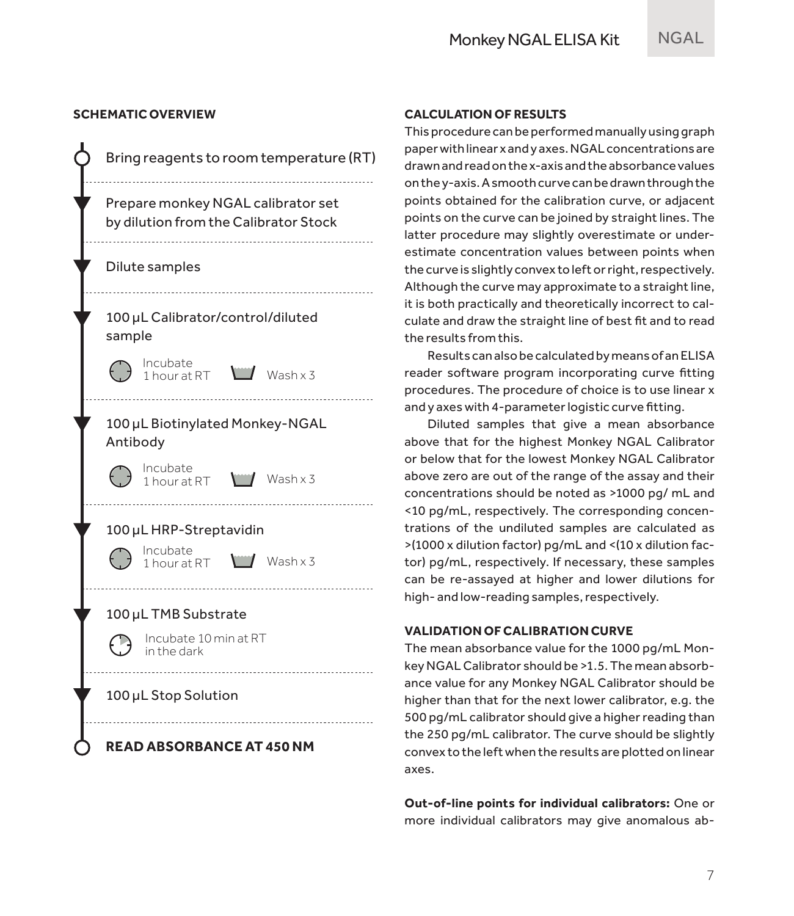## SCHEMATIC OVERVIEW

- Bring reagents to room temperature (RT)
- Prepare monkey NGAL calibrator set by dilution from the Calibrator Stock
- Dilute samples
- 100 µL Calibrator/control/diluted sample
  - Incubate 1 hour at RT — Wash x 3
- 100 µL Biotinylated Monkey-NGAL Antibody
  - Incubate 1 hour at RT — Wash x 3
- 100 µL HRP-Streptavidin
  - Incubate 1 hour at RT — Wash x 3
- 100 µL TMB Substrate
  - Incubate 10 min at RT in the dark
- 100 µL Stop Solution
- **READ ABSORBANCE AT 450 NM**

## CALCULATION OF RESULTS

This procedure can be performed manually using graph paper with linear x and y axes. NGAL concentrations are drawn and read on the x-axis and the absorbance values on the y-axis. A smooth curve can be drawn through the points obtained for the calibration curve, or adjacent points on the curve can be joined by straight lines. The latter procedure may slightly overestimate or under-estimate concentration values between points when the curve is slightly convex to left or right, respectively. Although the curve may approximate to a straight line, it is both practically and theoretically incorrect to calculate and draw the straight line of best fit and to read the results from this.

Results can also be calculated by means of an ELISA reader software program incorporating curve fitting procedures. The procedure of choice is to use linear x and y axes with 4-parameter logistic curve fitting.

Diluted samples that give a mean absorbance above that for the highest Monkey NGAL Calibrator or below that for the lowest Monkey NGAL Calibrator above zero are out of the range of the assay and their concentrations should be noted as >1000 pg/ mL and <10 pg/mL, respectively. The corresponding concentrations of the undiluted samples are calculated as >(1000 x dilution factor) pg/mL and <(10 x dilution factor) pg/mL, respectively. If necessary, these samples can be re-assayed at higher and lower dilutions for high- and low-reading samples, respectively.

## VALIDATION OF CALIBRATION CURVE

The mean absorbance value for the 1000 pg/mL Monkey NGAL Calibrator should be >1.5. The mean absorbance value for any Monkey NGAL Calibrator should be higher than that for the next lower calibrator, e.g. the 500 pg/mL calibrator should give a higher reading than the 250 pg/mL calibrator. The curve should be slightly convex to the left when the results are plotted on linear axes.

**Out-of-line points for individual calibrators:** One or more individual calibrators may give anomalous ab-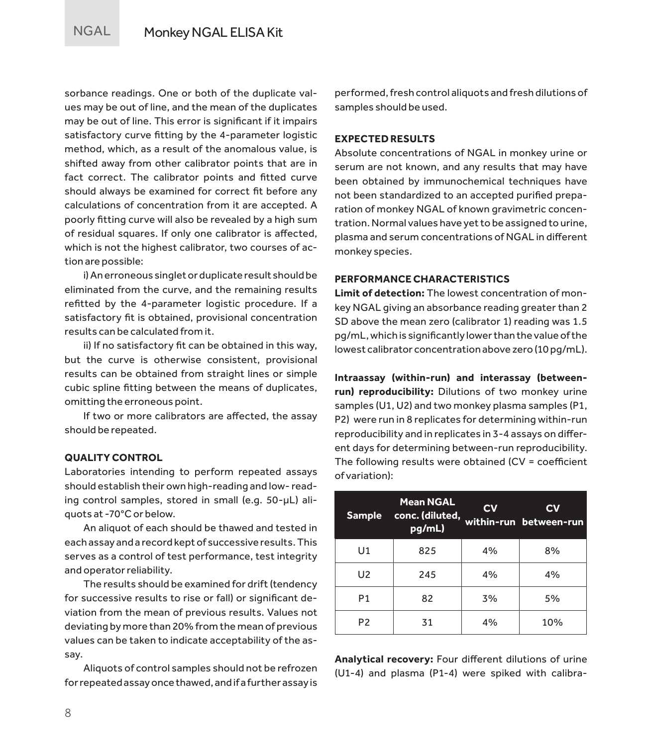sorbance readings. One or both of the duplicate values may be out of line, and the mean of the duplicates may be out of line. This error is significant if it impairs satisfactory curve fitting by the 4-parameter logistic method, which, as a result of the anomalous value, is shifted away from other calibrator points that are in fact correct. The calibrator points and fitted curve should always be examined for correct fit before any calculations of concentration from it are accepted. A poorly fitting curve will also be revealed by a high sum of residual squares. If only one calibrator is affected, which is not the highest calibrator, two courses of action are possible:

i) An erroneous singlet or duplicate result should be eliminated from the curve, and the remaining results refitted by the 4-parameter logistic procedure. If a satisfactory fit is obtained, provisional concentration results can be calculated from it.

ii) If no satisfactory fit can be obtained in this way, but the curve is otherwise consistent, provisional results can be obtained from straight lines or simple cubic spline fitting between the means of duplicates, omitting the erroneous point.

If two or more calibrators are affected, the assay should be repeated.

**QUALITY CONTROL**

Laboratories intending to perform repeated assays should establish their own high-reading and low- reading control samples, stored in small (e.g. 50-μL) aliquots at -70°C or below.

An aliquot of each should be thawed and tested in each assay and a record kept of successive results. This serves as a control of test performance, test integrity and operator reliability.

The results should be examined for drift (tendency for successive results to rise or fall) or significant deviation from the mean of previous results. Values not deviating by more than 20% from the mean of previous values can be taken to indicate acceptability of the assay.

Aliquots of control samples should not be refrozen for repeated assay once thawed, and if a further assay is performed, fresh control aliquots and fresh dilutions of samples should be used.

**EXPECTED RESULTS**

Absolute concentrations of NGAL in monkey urine or serum are not known, and any results that may have been obtained by immunochemical techniques have not been standardized to an accepted purified preparation of monkey NGAL of known gravimetric concentration. Normal values have yet to be assigned to urine, plasma and serum concentrations of NGAL in different monkey species.

**PERFORMANCE CHARACTERISTICS**

**Limit of detection:** The lowest concentration of monkey NGAL giving an absorbance reading greater than 2 SD above the mean zero (calibrator 1) reading was 1.5 pg/mL, which is significantly lower than the value of the lowest calibrator concentration above zero (10 pg/mL).

**Intraassay (within-run) and interassay (between-run) reproducibility:** Dilutions of two monkey urine samples (U1, U2) and two monkey plasma samples (P1, P2) were run in 8 replicates for determining within-run reproducibility and in replicates in 3-4 assays on different days for determining between-run reproducibility. The following results were obtained (CV = coefficient of variation):

| Sample | Mean NGAL conc. (diluted, pg/mL) | CV within-run | CV between-run |
|---|---|---|---|
| U1 | 825 | 4% | 8% |
| U2 | 245 | 4% | 4% |
| P1 | 82 | 3% | 5% |
| P2 | 31 | 4% | 10% |

**Analytical recovery:** Four different dilutions of urine (U1-4) and plasma (P1-4) were spiked with calibra-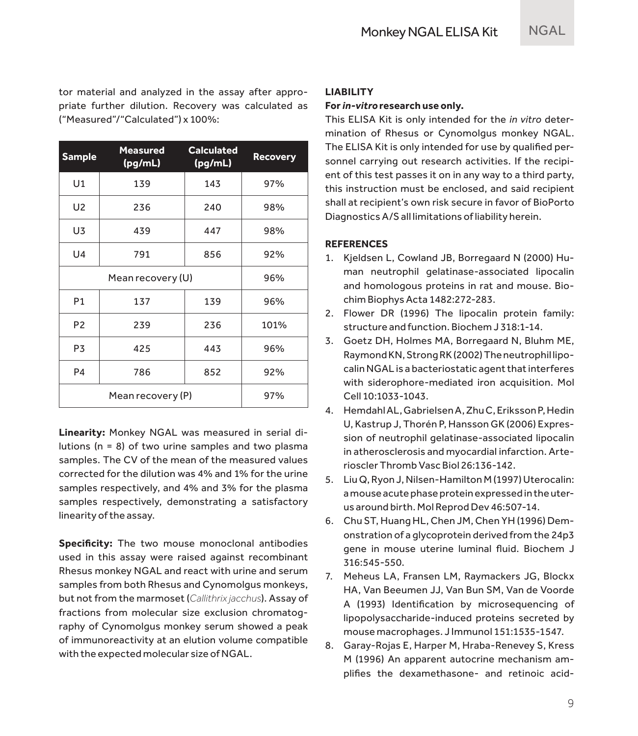tor material and analyzed in the assay after appropriate further dilution. Recovery was calculated as ("Measured"/"Calculated") x 100%:

| Sample | Measured (pg/mL) | Calculated (pg/mL) | Recovery |
|---|---|---|---|
| U1 | 139 | 143 | 97% |
| U2 | 236 | 240 | 98% |
| U3 | 439 | 447 | 98% |
| U4 | 791 | 856 | 92% |
| Mean recovery (U) | | | 96% |
| P1 | 137 | 139 | 96% |
| P2 | 239 | 236 | 101% |
| P3 | 425 | 443 | 96% |
| P4 | 786 | 852 | 92% |
| Mean recovery (P) | | | 97% |

**Linearity:** Monkey NGAL was measured in serial dilutions (n = 8) of two urine samples and two plasma samples. The CV of the mean of the measured values corrected for the dilution was 4% and 1% for the urine samples respectively, and 4% and 3% for the plasma samples respectively, demonstrating a satisfactory linearity of the assay.

**Specificity:** The two mouse monoclonal antibodies used in this assay were raised against recombinant Rhesus monkey NGAL and react with urine and serum samples from both Rhesus and Cynomolgus monkeys, but not from the marmoset (*Callithrix jacchus*). Assay of fractions from molecular size exclusion chromatography of Cynomolgus monkey serum showed a peak of immunoreactivity at an elution volume compatible with the expected molecular size of NGAL.

## LIABILITY

**For *in-vitro* research use only.**

This ELISA Kit is only intended for the *in vitro* determination of Rhesus or Cynomolgus monkey NGAL. The ELISA Kit is only intended for use by qualified personnel carrying out research activities. If the recipient of this test passes it on in any way to a third party, this instruction must be enclosed, and said recipient shall at recipient's own risk secure in favor of BioPorto Diagnostics A/S all limitations of liability herein.

## REFERENCES

1. Kjeldsen L, Cowland JB, Borregaard N (2000) Human neutrophil gelatinase-associated lipocalin and homologous proteins in rat and mouse. Biochim Biophys Acta 1482:272-283.
2. Flower DR (1996) The lipocalin protein family: structure and function. Biochem J 318:1-14.
3. Goetz DH, Holmes MA, Borregaard N, Bluhm ME, Raymond KN, Strong RK (2002) The neutrophil lipocalin NGAL is a bacteriostatic agent that interferes with siderophore-mediated iron acquisition. Mol Cell 10:1033-1043.
4. Hemdahl AL, Gabrielsen A, Zhu C, Eriksson P, Hedin U, Kastrup J, Thorén P, Hansson GK (2006) Expression of neutrophil gelatinase-associated lipocalin in atherosclerosis and myocardial infarction. Arterioscler Thromb Vasc Biol 26:136-142.
5. Liu Q, Ryon J, Nilsen-Hamilton M (1997) Uterocalin: a mouse acute phase protein expressed in the uterus around birth. Mol Reprod Dev 46:507-14.
6. Chu ST, Huang HL, Chen JM, Chen YH (1996) Demonstration of a glycoprotein derived from the 24p3 gene in mouse uterine luminal fluid. Biochem J 316:545-550.
7. Meheus LA, Fransen LM, Raymackers JG, Blockx HA, Van Beeumen JJ, Van Bun SM, Van de Voorde A (1993) Identification by microsequencing of lipopolysaccharide-induced proteins secreted by mouse macrophages. J Immunol 151:1535-1547.
8. Garay-Rojas E, Harper M, Hraba-Renevey S, Kress M (1996) An apparent autocrine mechanism amplifies the dexamethasone- and retinoic acid-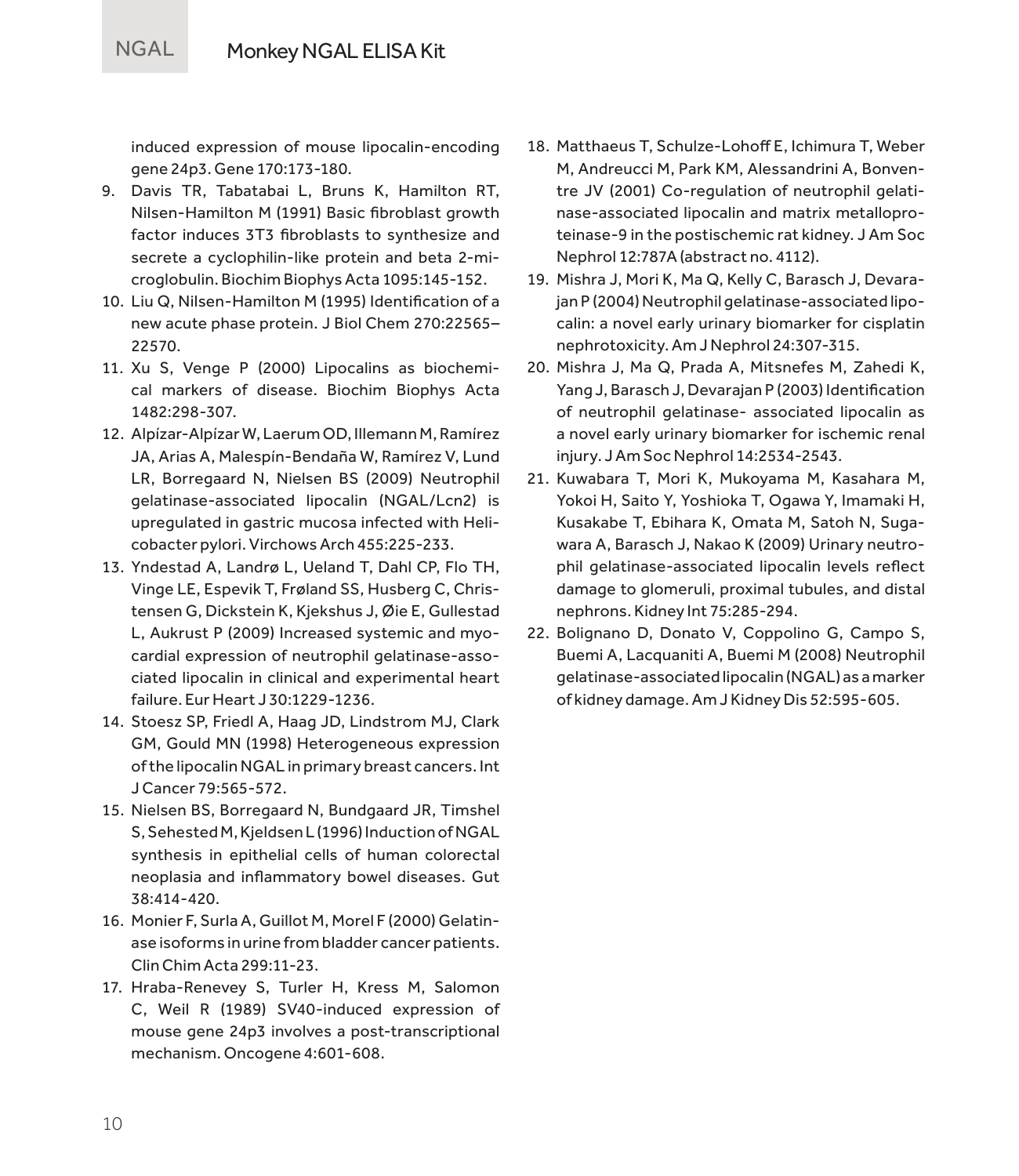induced expression of mouse lipocalin-encoding gene 24p3. Gene 170:173-180.

9. Davis TR, Tabatabai L, Bruns K, Hamilton RT, Nilsen-Hamilton M (1991) Basic fibroblast growth factor induces 3T3 fibroblasts to synthesize and secrete a cyclophilin-like protein and beta 2-microglobulin. Biochim Biophys Acta 1095:145-152.
10. Liu Q, Nilsen-Hamilton M (1995) Identification of a new acute phase protein. J Biol Chem 270:22565–22570.
11. Xu S, Venge P (2000) Lipocalins as biochemical markers of disease. Biochim Biophys Acta 1482:298-307.
12. Alpízar-Alpízar W, Laerum OD, Illemann M, Ramírez JA, Arias A, Malespín-Bendaña W, Ramírez V, Lund LR, Borregaard N, Nielsen BS (2009) Neutrophil gelatinase-associated lipocalin (NGAL/Lcn2) is upregulated in gastric mucosa infected with Helicobacter pylori. Virchows Arch 455:225-233.
13. Yndestad A, Landrø L, Ueland T, Dahl CP, Flo TH, Vinge LE, Espevik T, Frøland SS, Husberg C, Christensen G, Dickstein K, Kjekshus J, Øie E, Gullestad L, Aukrust P (2009) Increased systemic and myocardial expression of neutrophil gelatinase-associated lipocalin in clinical and experimental heart failure. Eur Heart J 30:1229-1236.
14. Stoesz SP, Friedl A, Haag JD, Lindstrom MJ, Clark GM, Gould MN (1998) Heterogeneous expression of the lipocalin NGAL in primary breast cancers. Int J Cancer 79:565-572.
15. Nielsen BS, Borregaard N, Bundgaard JR, Timshel S, Sehested M, Kjeldsen L (1996) Induction of NGAL synthesis in epithelial cells of human colorectal neoplasia and inflammatory bowel diseases. Gut 38:414-420.
16. Monier F, Surla A, Guillot M, Morel F (2000) Gelatinase isoforms in urine from bladder cancer patients. Clin Chim Acta 299:11-23.
17. Hraba-Renevey S, Turler H, Kress M, Salomon C, Weil R (1989) SV40-induced expression of mouse gene 24p3 involves a post-transcriptional mechanism. Oncogene 4:601-608.
18. Matthaeus T, Schulze-Lohoff E, Ichimura T, Weber M, Andreucci M, Park KM, Alessandrini A, Bonventre JV (2001) Co-regulation of neutrophil gelatinase-associated lipocalin and matrix metalloproteinase-9 in the postischemic rat kidney. J Am Soc Nephrol 12:787A (abstract no. 4112).
19. Mishra J, Mori K, Ma Q, Kelly C, Barasch J, Devarajan P (2004) Neutrophil gelatinase-associated lipocalin: a novel early urinary biomarker for cisplatin nephrotoxicity. Am J Nephrol 24:307-315.
20. Mishra J, Ma Q, Prada A, Mitsnefes M, Zahedi K, Yang J, Barasch J, Devarajan P (2003) Identification of neutrophil gelatinase- associated lipocalin as a novel early urinary biomarker for ischemic renal injury. J Am Soc Nephrol 14:2534-2543.
21. Kuwabara T, Mori K, Mukoyama M, Kasahara M, Yokoi H, Saito Y, Yoshioka T, Ogawa Y, Imamaki H, Kusakabe T, Ebihara K, Omata M, Satoh N, Sugawara A, Barasch J, Nakao K (2009) Urinary neutrophil gelatinase-associated lipocalin levels reflect damage to glomeruli, proximal tubules, and distal nephrons. Kidney Int 75:285-294.
22. Bolignano D, Donato V, Coppolino G, Campo S, Buemi A, Lacquaniti A, Buemi M (2008) Neutrophil gelatinase-associated lipocalin (NGAL) as a marker of kidney damage. Am J Kidney Dis 52:595-605.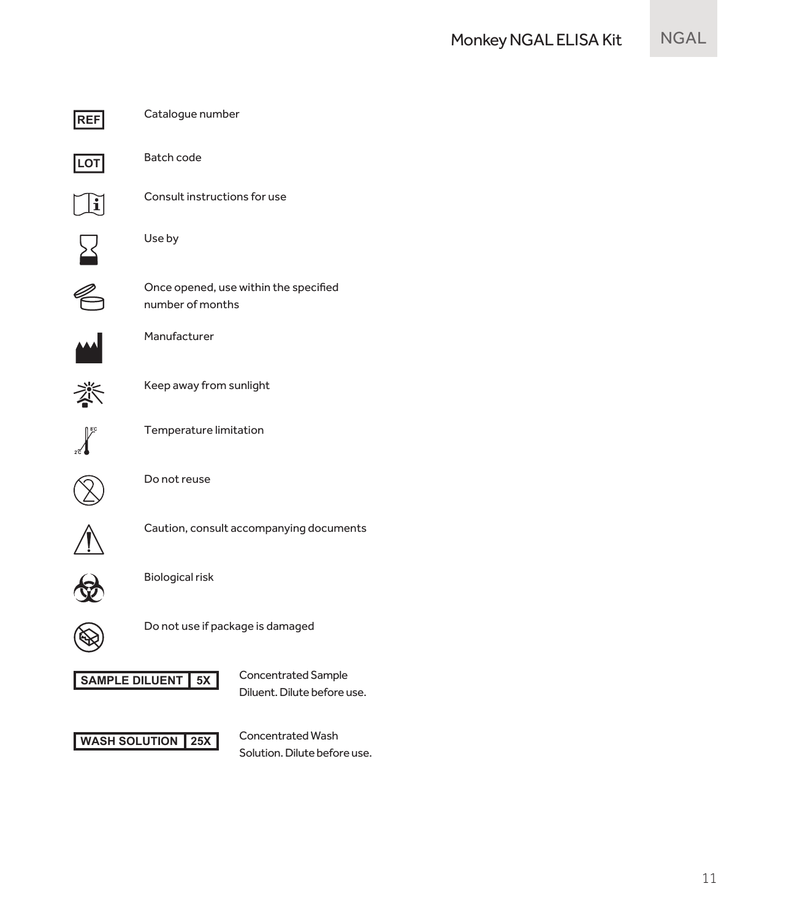| Symbol | Meaning |
|---|---|
| REF | Catalogue number |
| LOT | Batch code |
| | Consult instructions for use |
| | Use by |
| | Once opened, use within the specified number of months |
| | Manufacturer |
| | Keep away from sunlight |
| 2°C – 8°C | Temperature limitation |
| | Do not reuse |
| | Caution, consult accompanying documents |
| | Biological risk |
| | Do not use if package is damaged |
| SAMPLE DILUENT 5X | Concentrated Sample Diluent. Dilute before use. |
| WASH SOLUTION 25X | Concentrated Wash Solution. Dilute before use. |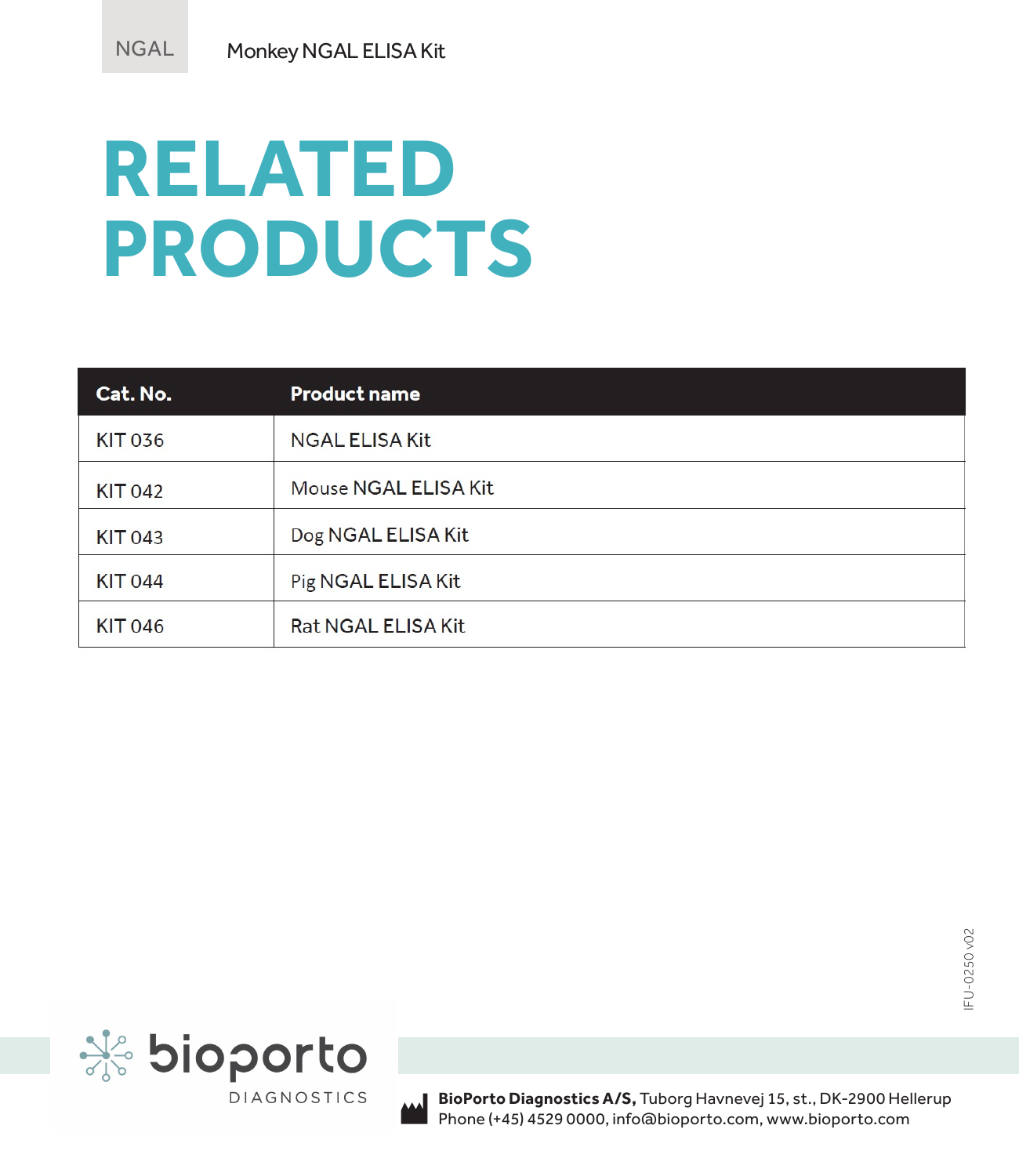# RELATED PRODUCTS

| Cat. No. | Product name |
| --- | --- |
| KIT 036 | NGAL ELISA Kit |
| KIT 042 | Mouse NGAL ELISA Kit |
| KIT 043 | Dog NGAL ELISA Kit |
| KIT 044 | Pig NGAL ELISA Kit |
| KIT 046 | Rat NGAL ELISA Kit |

IFU-0250 v02

bioporto DIAGNOSTICS

**BioPorto Diagnostics A/S,** Tuborg Havnevej 15, st., DK-2900 Hellerup
Phone (+45) 4529 0000, info@bioporto.com, www.bioporto.com